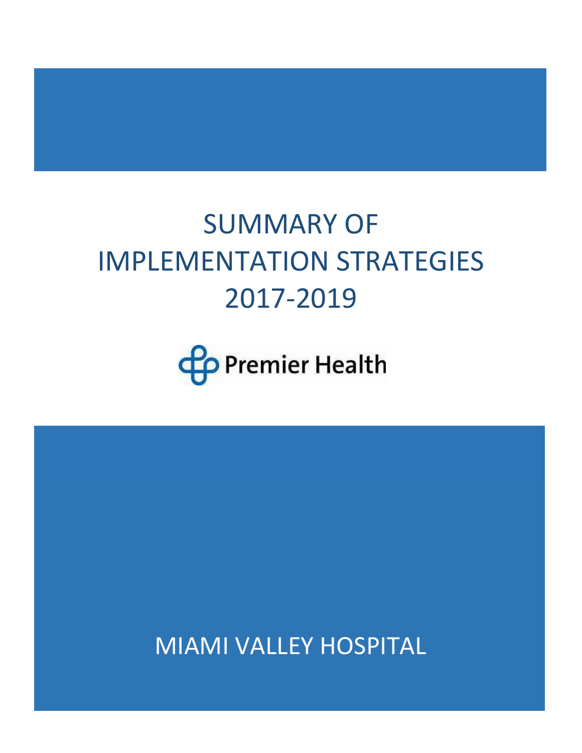# SUMMARY OF IMPLEMENTATION STRATEGIES 2017-2019

Premier Health

MIAMI VALLEY HOSPITAL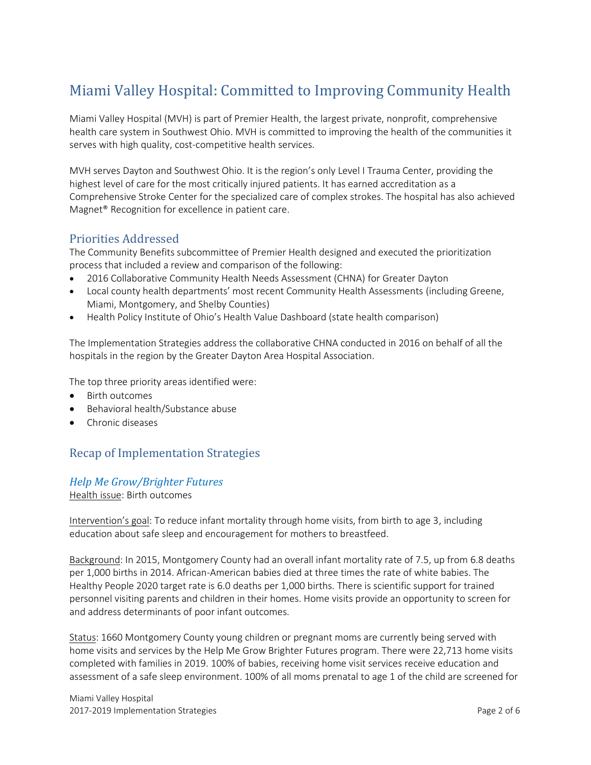# Miami Valley Hospital: Committed to Improving Community Health

Miami Valley Hospital (MVH) is part of Premier Health, the largest private, nonprofit, comprehensive health care system in Southwest Ohio. MVH is committed to improving the health of the communities it serves with high quality, cost-competitive health services.

MVH serves Dayton and Southwest Ohio. It is the region's only Level I Trauma Center, providing the highest level of care for the most critically injured patients. It has earned accreditation as a Comprehensive Stroke Center for the specialized care of complex strokes. The hospital has also achieved Magnet® Recognition for excellence in patient care.

## Priorities Addressed

The Community Benefits subcommittee of Premier Health designed and executed the prioritization process that included a review and comparison of the following:

- 2016 Collaborative Community Health Needs Assessment (CHNA) for Greater Dayton
- Local county health departments' most recent Community Health Assessments (including Greene, Miami, Montgomery, and Shelby Counties)
- Health Policy Institute of Ohio's Health Value Dashboard (state health comparison)

The Implementation Strategies address the collaborative CHNA conducted in 2016 on behalf of all the hospitals in the region by the Greater Dayton Area Hospital Association.

The top three priority areas identified were:

- Birth outcomes
- Behavioral health/Substance abuse
- Chronic diseases

## Recap of Implementation Strategies

### *Help Me Grow/Brighter Futures*

Health issue: Birth outcomes

Intervention's goal: To reduce infant mortality through home visits, from birth to age 3, including education about safe sleep and encouragement for mothers to breastfeed.

Background: In 2015, Montgomery County had an overall infant mortality rate of 7.5, up from 6.8 deaths per 1,000 births in 2014. African-American babies died at three times the rate of white babies. The Healthy People 2020 target rate is 6.0 deaths per 1,000 births. There is scientific support for trained personnel visiting parents and children in their homes. Home visits provide an opportunity to screen for and address determinants of poor infant outcomes.

Status: 1660 Montgomery County young children or pregnant moms are currently being served with home visits and services by the Help Me Grow Brighter Futures program. There were 22,713 home visits completed with families in 2019. 100% of babies, receiving home visit services receive education and assessment of a safe sleep environment. 100% of all moms prenatal to age 1 of the child are screened for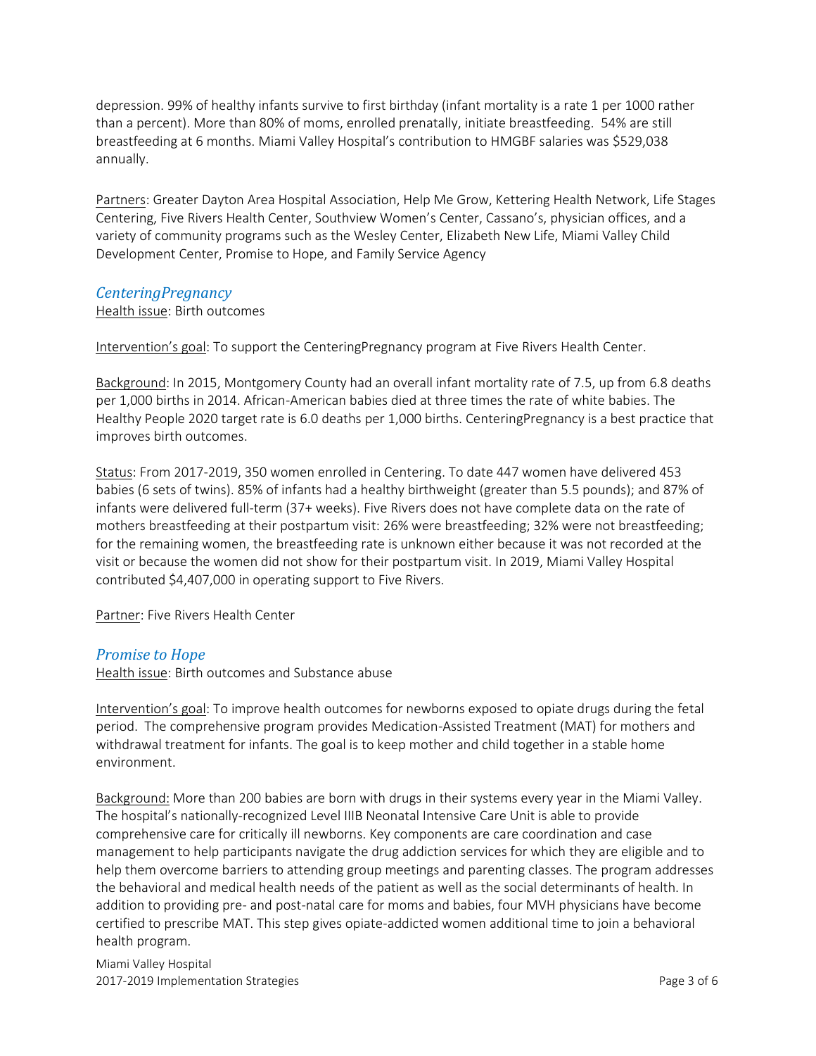depression. 99% of healthy infants survive to first birthday (infant mortality is a rate 1 per 1000 rather than a percent). More than 80% of moms, enrolled prenatally, initiate breastfeeding. 54% are still breastfeeding at 6 months. Miami Valley Hospital's contribution to HMGBF salaries was $529,038 annually.

Partners: Greater Dayton Area Hospital Association, Help Me Grow, Kettering Health Network, Life Stages Centering, Five Rivers Health Center, Southview Women's Center, Cassano's, physician offices, and a variety of community programs such as the Wesley Center, Elizabeth New Life, Miami Valley Child Development Center, Promise to Hope, and Family Service Agency

### *CenteringPregnancy*

Health issue: Birth outcomes

Intervention's goal: To support the CenteringPregnancy program at Five Rivers Health Center.

Background: In 2015, Montgomery County had an overall infant mortality rate of 7.5, up from 6.8 deaths per 1,000 births in 2014. African-American babies died at three times the rate of white babies. The Healthy People 2020 target rate is 6.0 deaths per 1,000 births. CenteringPregnancy is a best practice that improves birth outcomes.

Status: From 2017-2019, 350 women enrolled in Centering. To date 447 women have delivered 453 babies (6 sets of twins). 85% of infants had a healthy birthweight (greater than 5.5 pounds); and 87% of infants were delivered full-term (37+ weeks). Five Rivers does not have complete data on the rate of mothers breastfeeding at their postpartum visit: 26% were breastfeeding; 32% were not breastfeeding; for the remaining women, the breastfeeding rate is unknown either because it was not recorded at the visit or because the women did not show for their postpartum visit. In 2019, Miami Valley Hospital contributed $4,407,000 in operating support to Five Rivers.

Partner: Five Rivers Health Center

### *Promise to Hope*

Health issue: Birth outcomes and Substance abuse

Intervention's goal: To improve health outcomes for newborns exposed to opiate drugs during the fetal period. The comprehensive program provides Medication-Assisted Treatment (MAT) for mothers and withdrawal treatment for infants. The goal is to keep mother and child together in a stable home environment.

Background: More than 200 babies are born with drugs in their systems every year in the Miami Valley. The hospital's nationally-recognized Level IIIB Neonatal Intensive Care Unit is able to provide comprehensive care for critically ill newborns. Key components are care coordination and case management to help participants navigate the drug addiction services for which they are eligible and to help them overcome barriers to attending group meetings and parenting classes. The program addresses the behavioral and medical health needs of the patient as well as the social determinants of health. In addition to providing pre- and post-natal care for moms and babies, four MVH physicians have become certified to prescribe MAT. This step gives opiate-addicted women additional time to join a behavioral health program.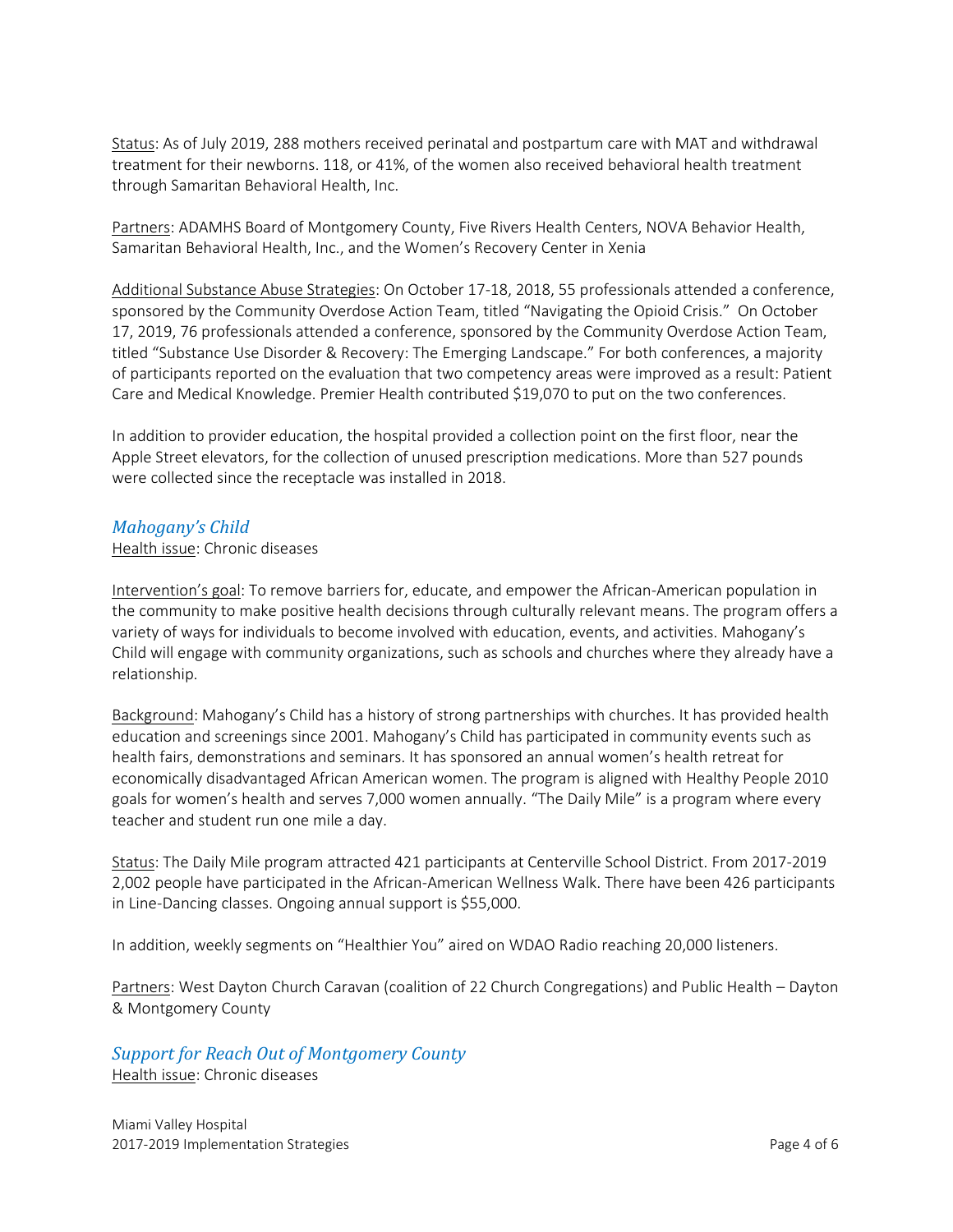Status: As of July 2019, 288 mothers received perinatal and postpartum care with MAT and withdrawal treatment for their newborns. 118, or 41%, of the women also received behavioral health treatment through Samaritan Behavioral Health, Inc.

Partners: ADAMHS Board of Montgomery County, Five Rivers Health Centers, NOVA Behavior Health, Samaritan Behavioral Health, Inc., and the Women's Recovery Center in Xenia

Additional Substance Abuse Strategies: On October 17-18, 2018, 55 professionals attended a conference, sponsored by the Community Overdose Action Team, titled "Navigating the Opioid Crisis." On October 17, 2019, 76 professionals attended a conference, sponsored by the Community Overdose Action Team, titled "Substance Use Disorder & Recovery: The Emerging Landscape." For both conferences, a majority of participants reported on the evaluation that two competency areas were improved as a result: Patient Care and Medical Knowledge. Premier Health contributed $19,070 to put on the two conferences.

In addition to provider education, the hospital provided a collection point on the first floor, near the Apple Street elevators, for the collection of unused prescription medications. More than 527 pounds were collected since the receptacle was installed in 2018.

### *Mahogany's Child*

Health issue: Chronic diseases

Intervention's goal: To remove barriers for, educate, and empower the African-American population in the community to make positive health decisions through culturally relevant means. The program offers a variety of ways for individuals to become involved with education, events, and activities. Mahogany's Child will engage with community organizations, such as schools and churches where they already have a relationship.

Background: Mahogany's Child has a history of strong partnerships with churches. It has provided health education and screenings since 2001. Mahogany's Child has participated in community events such as health fairs, demonstrations and seminars. It has sponsored an annual women's health retreat for economically disadvantaged African American women. The program is aligned with Healthy People 2010 goals for women's health and serves 7,000 women annually. "The Daily Mile" is a program where every teacher and student run one mile a day.

Status: The Daily Mile program attracted 421 participants at Centerville School District. From 2017-2019 2,002 people have participated in the African-American Wellness Walk. There have been 426 participants in Line-Dancing classes. Ongoing annual support is $55,000.

In addition, weekly segments on "Healthier You" aired on WDAO Radio reaching 20,000 listeners.

Partners: West Dayton Church Caravan (coalition of 22 Church Congregations) and Public Health – Dayton & Montgomery County

### *Support for Reach Out of Montgomery County*

Health issue: Chronic diseases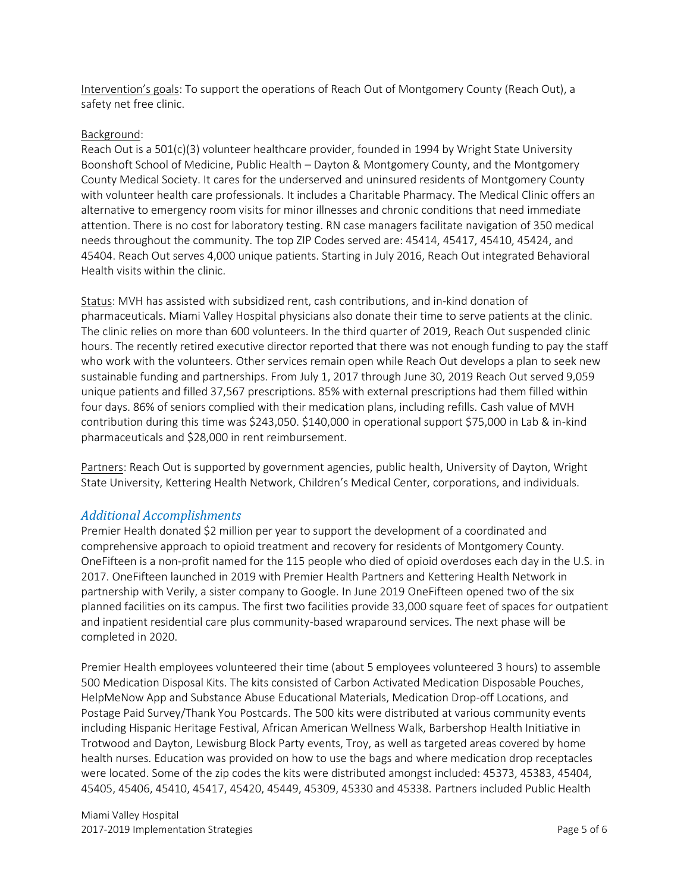Intervention's goals: To support the operations of Reach Out of Montgomery County (Reach Out), a safety net free clinic.

Background:
Reach Out is a 501(c)(3) volunteer healthcare provider, founded in 1994 by Wright State University Boonshoft School of Medicine, Public Health – Dayton & Montgomery County, and the Montgomery County Medical Society. It cares for the underserved and uninsured residents of Montgomery County with volunteer health care professionals. It includes a Charitable Pharmacy. The Medical Clinic offers an alternative to emergency room visits for minor illnesses and chronic conditions that need immediate attention. There is no cost for laboratory testing. RN case managers facilitate navigation of 350 medical needs throughout the community. The top ZIP Codes served are: 45414, 45417, 45410, 45424, and 45404. Reach Out serves 4,000 unique patients. Starting in July 2016, Reach Out integrated Behavioral Health visits within the clinic.

Status: MVH has assisted with subsidized rent, cash contributions, and in-kind donation of pharmaceuticals. Miami Valley Hospital physicians also donate their time to serve patients at the clinic. The clinic relies on more than 600 volunteers. In the third quarter of 2019, Reach Out suspended clinic hours. The recently retired executive director reported that there was not enough funding to pay the staff who work with the volunteers. Other services remain open while Reach Out develops a plan to seek new sustainable funding and partnerships. From July 1, 2017 through June 30, 2019 Reach Out served 9,059 unique patients and filled 37,567 prescriptions. 85% with external prescriptions had them filled within four days. 86% of seniors complied with their medication plans, including refills. Cash value of MVH contribution during this time was $243,050. $140,000 in operational support $75,000 in Lab & in-kind pharmaceuticals and $28,000 in rent reimbursement.

Partners: Reach Out is supported by government agencies, public health, University of Dayton, Wright State University, Kettering Health Network, Children's Medical Center, corporations, and individuals.

## *Additional Accomplishments*

Premier Health donated $2 million per year to support the development of a coordinated and comprehensive approach to opioid treatment and recovery for residents of Montgomery County. OneFifteen is a non-profit named for the 115 people who died of opioid overdoses each day in the U.S. in 2017. OneFifteen launched in 2019 with Premier Health Partners and Kettering Health Network in partnership with Verily, a sister company to Google. In June 2019 OneFifteen opened two of the six planned facilities on its campus. The first two facilities provide 33,000 square feet of spaces for outpatient and inpatient residential care plus community-based wraparound services. The next phase will be completed in 2020.

Premier Health employees volunteered their time (about 5 employees volunteered 3 hours) to assemble 500 Medication Disposal Kits. The kits consisted of Carbon Activated Medication Disposable Pouches, HelpMeNow App and Substance Abuse Educational Materials, Medication Drop-off Locations, and Postage Paid Survey/Thank You Postcards. The 500 kits were distributed at various community events including Hispanic Heritage Festival, African American Wellness Walk, Barbershop Health Initiative in Trotwood and Dayton, Lewisburg Block Party events, Troy, as well as targeted areas covered by home health nurses. Education was provided on how to use the bags and where medication drop receptacles were located. Some of the zip codes the kits were distributed amongst included: 45373, 45383, 45404, 45405, 45406, 45410, 45417, 45420, 45449, 45309, 45330 and 45338. Partners included Public Health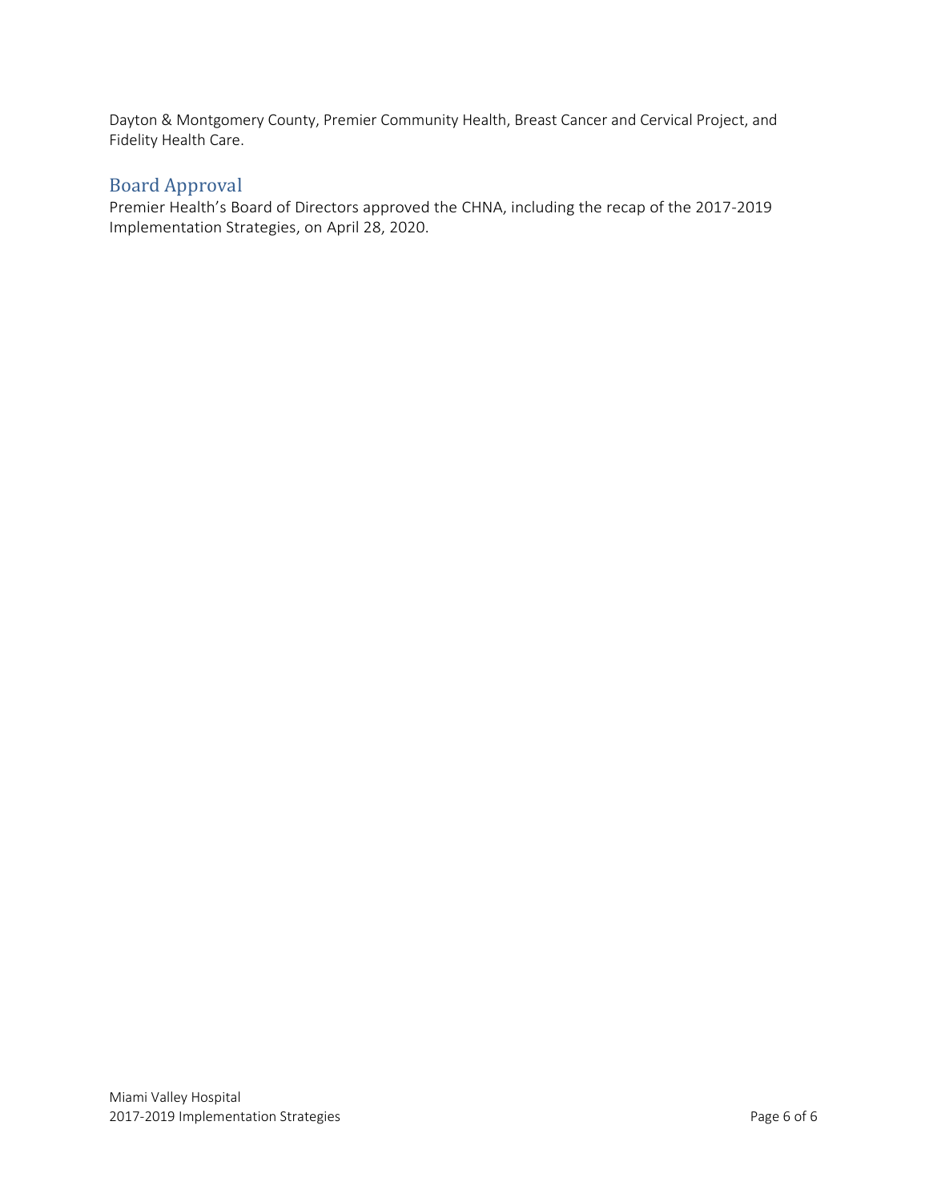Dayton & Montgomery County, Premier Community Health, Breast Cancer and Cervical Project, and Fidelity Health Care.

## Board Approval

Premier Health's Board of Directors approved the CHNA, including the recap of the 2017-2019 Implementation Strategies, on April 28, 2020.